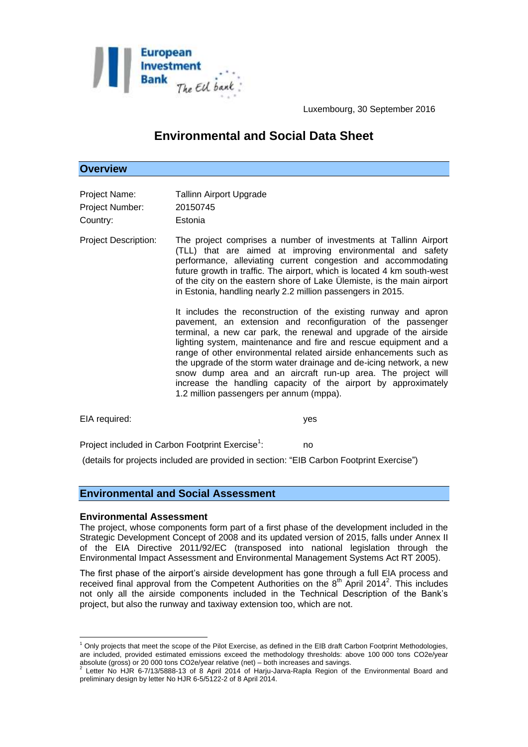Luxembourg, 30 September 2016

# Environmental and Social Data Sheet

## Overview

Project Name: Tallinn Airport Upgrade

Project Number: 20150745

Country: Estonia

Project Description: The project comprises a number of investments at Tallinn Airport (TLL) that are aimed at improving environmental and safety performance, alleviating current congestion and accommodating future growth in traffic. The airport, which is located 4 km south-west of the city on the eastern shore of Lake Ülemiste, is the main airport in Estonia, handling nearly 2.2 million passengers in 2015.

It includes the reconstruction of the existing runway and apron pavement, an extension and reconfiguration of the passenger terminal, a new car park, the renewal and upgrade of the airside lighting system, maintenance and fire and rescue equipment and a range of other environmental related airside enhancements such as the upgrade of the storm water drainage and de-icing network, a new snow dump area and an aircraft run-up area. The project will increase the handling capacity of the airport by approximately 1.2 million passengers per annum (mppa).

EIA required: yes

Project included in Carbon Footprint Exercise[1]: no

(details for projects included are provided in section: "EIB Carbon Footprint Exercise")

## Environmental and Social Assessment

### Environmental Assessment

The project, whose components form part of a first phase of the development included in the Strategic Development Concept of 2008 and its updated version of 2015, falls under Annex II of the EIA Directive 2011/92/EC (transposed into national legislation through the Environmental Impact Assessment and Environmental Management Systems Act RT 2005).

The first phase of the airport's airside development has gone through a full EIA process and received final approval from the Competent Authorities on the 8th April 2014[2]. This includes not only all the airside components included in the Technical Description of the Bank's project, but also the runway and taxiway extension too, which are not.

---

[1] Only projects that meet the scope of the Pilot Exercise, as defined in the EIB draft Carbon Footprint Methodologies, are included, provided estimated emissions exceed the methodology thresholds: above 100 000 tons CO2e/year absolute (gross) or 20 000 tons CO2e/year relative (net) – both increases and savings.

[2] Letter No HJR 6-7/13/5888-13 of 8 April 2014 of Harju-Jarva-Rapla Region of the Environmental Board and preliminary design by letter No HJR 6-5/5122-2 of 8 April 2014.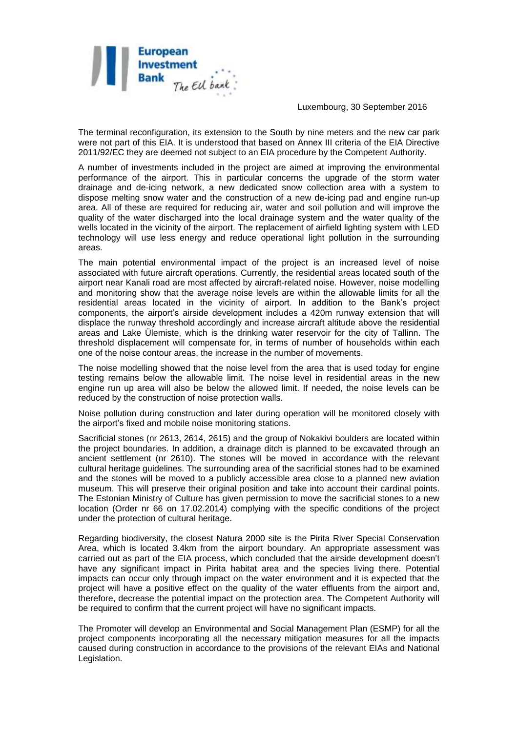The terminal reconfiguration, its extension to the South by nine meters and the new car park were not part of this EIA. It is understood that based on Annex III criteria of the EIA Directive 2011/92/EC they are deemed not subject to an EIA procedure by the Competent Authority.

A number of investments included in the project are aimed at improving the environmental performance of the airport. This in particular concerns the upgrade of the storm water drainage and de-icing network, a new dedicated snow collection area with a system to dispose melting snow water and the construction of a new de-icing pad and engine run-up area. All of these are required for reducing air, water and soil pollution and will improve the quality of the water discharged into the local drainage system and the water quality of the wells located in the vicinity of the airport. The replacement of airfield lighting system with LED technology will use less energy and reduce operational light pollution in the surrounding areas.

The main potential environmental impact of the project is an increased level of noise associated with future aircraft operations. Currently, the residential areas located south of the airport near Kanali road are most affected by aircraft-related noise. However, noise modelling and monitoring show that the average noise levels are within the allowable limits for all the residential areas located in the vicinity of airport. In addition to the Bank's project components, the airport's airside development includes a 420m runway extension that will displace the runway threshold accordingly and increase aircraft altitude above the residential areas and Lake Ülemiste, which is the drinking water reservoir for the city of Tallinn. The threshold displacement will compensate for, in terms of number of households within each one of the noise contour areas, the increase in the number of movements.

The noise modelling showed that the noise level from the area that is used today for engine testing remains below the allowable limit. The noise level in residential areas in the new engine run up area will also be below the allowed limit. If needed, the noise levels can be reduced by the construction of noise protection walls.

Noise pollution during construction and later during operation will be monitored closely with the airport's fixed and mobile noise monitoring stations.

Sacrificial stones (nr 2613, 2614, 2615) and the group of Nokakivi boulders are located within the project boundaries. In addition, a drainage ditch is planned to be excavated through an ancient settlement (nr 2610). The stones will be moved in accordance with the relevant cultural heritage guidelines. The surrounding area of the sacrificial stones had to be examined and the stones will be moved to a publicly accessible area close to a planned new aviation museum. This will preserve their original position and take into account their cardinal points. The Estonian Ministry of Culture has given permission to move the sacrificial stones to a new location (Order nr 66 on 17.02.2014) complying with the specific conditions of the project under the protection of cultural heritage.

Regarding biodiversity, the closest Natura 2000 site is the Pirita River Special Conservation Area, which is located 3.4km from the airport boundary. An appropriate assessment was carried out as part of the EIA process, which concluded that the airside development doesn't have any significant impact in Pirita habitat area and the species living there. Potential impacts can occur only through impact on the water environment and it is expected that the project will have a positive effect on the quality of the water effluents from the airport and, therefore, decrease the potential impact on the protection area. The Competent Authority will be required to confirm that the current project will have no significant impacts.

The Promoter will develop an Environmental and Social Management Plan (ESMP) for all the project components incorporating all the necessary mitigation measures for all the impacts caused during construction in accordance to the provisions of the relevant EIAs and National Legislation.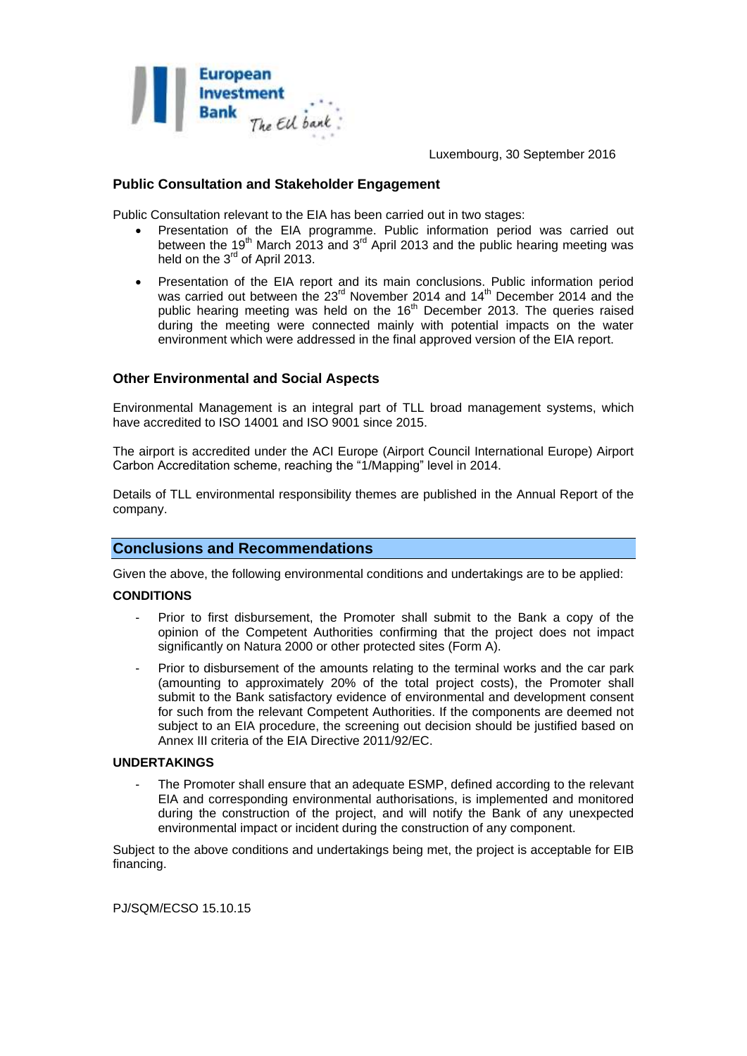Luxembourg, 30 September 2016

### Public Consultation and Stakeholder Engagement

Public Consultation relevant to the EIA has been carried out in two stages:

- Presentation of the EIA programme. Public information period was carried out between the 19th March 2013 and 3rd April 2013 and the public hearing meeting was held on the 3rd of April 2013.
- Presentation of the EIA report and its main conclusions. Public information period was carried out between the 23rd November 2014 and 14th December 2014 and the public hearing meeting was held on the 16th December 2013. The queries raised during the meeting were connected mainly with potential impacts on the water environment which were addressed in the final approved version of the EIA report.

### Other Environmental and Social Aspects

Environmental Management is an integral part of TLL broad management systems, which have accredited to ISO 14001 and ISO 9001 since 2015.

The airport is accredited under the ACI Europe (Airport Council International Europe) Airport Carbon Accreditation scheme, reaching the "1/Mapping" level in 2014.

Details of TLL environmental responsibility themes are published in the Annual Report of the company.

## Conclusions and Recommendations

Given the above, the following environmental conditions and undertakings are to be applied:

**CONDITIONS**

- Prior to first disbursement, the Promoter shall submit to the Bank a copy of the opinion of the Competent Authorities confirming that the project does not impact significantly on Natura 2000 or other protected sites (Form A).
- Prior to disbursement of the amounts relating to the terminal works and the car park (amounting to approximately 20% of the total project costs), the Promoter shall submit to the Bank satisfactory evidence of environmental and development consent for such from the relevant Competent Authorities. If the components are deemed not subject to an EIA procedure, the screening out decision should be justified based on Annex III criteria of the EIA Directive 2011/92/EC.

**UNDERTAKINGS**

- The Promoter shall ensure that an adequate ESMP, defined according to the relevant EIA and corresponding environmental authorisations, is implemented and monitored during the construction of the project, and will notify the Bank of any unexpected environmental impact or incident during the construction of any component.

Subject to the above conditions and undertakings being met, the project is acceptable for EIB financing.

PJ/SQM/ECSO 15.10.15